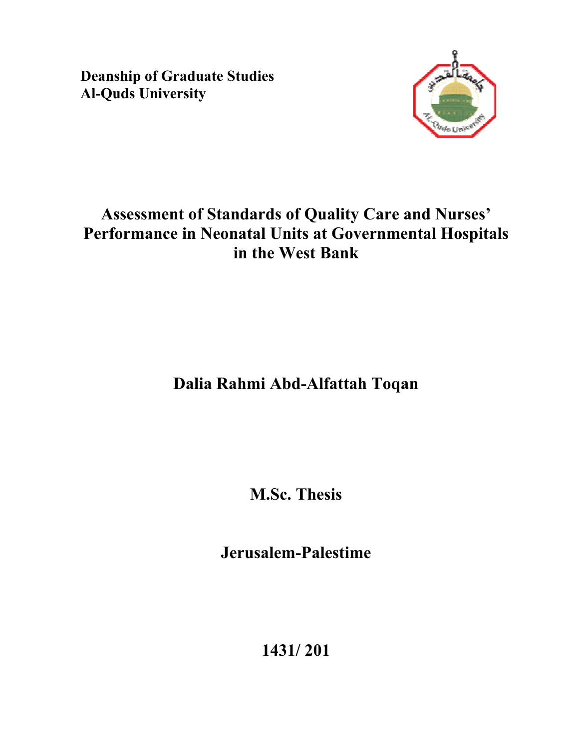**Deanship of Graduate Studies**
**Al-Quds University**

# Assessment of Standards of Quality Care and Nurses' Performance in Neonatal Units at Governmental Hospitals in the West Bank

**Dalia Rahmi Abd-Alfattah Toqan**

**M.Sc. Thesis**

**Jerusalem-Palestime**

**1431/ 201**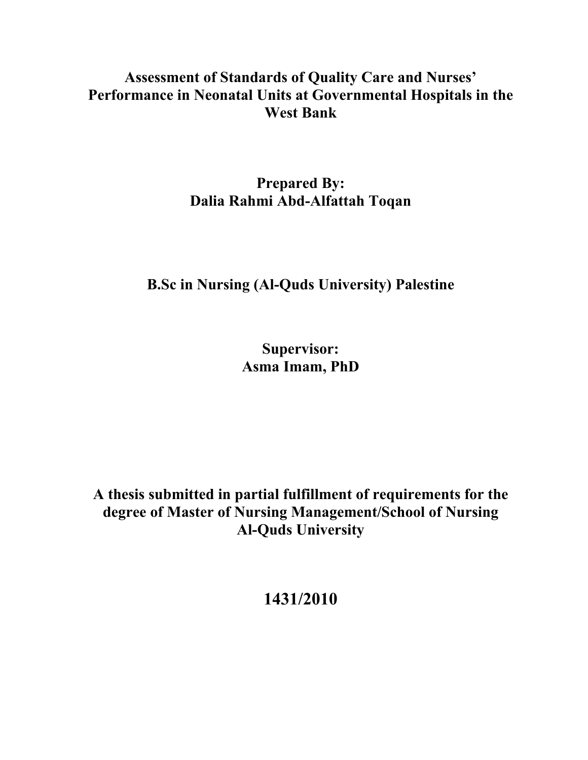# Assessment of Standards of Quality Care and Nurses' Performance in Neonatal Units at Governmental Hospitals in the West Bank

**Prepared By:**
**Dalia Rahmi Abd-Alfattah Toqan**

**B.Sc in Nursing (Al-Quds University) Palestine**

**Supervisor:**
**Asma Imam, PhD**

**A thesis submitted in partial fulfillment of requirements for the degree of Master of Nursing Management/School of Nursing Al-Quds University**

**1431/2010**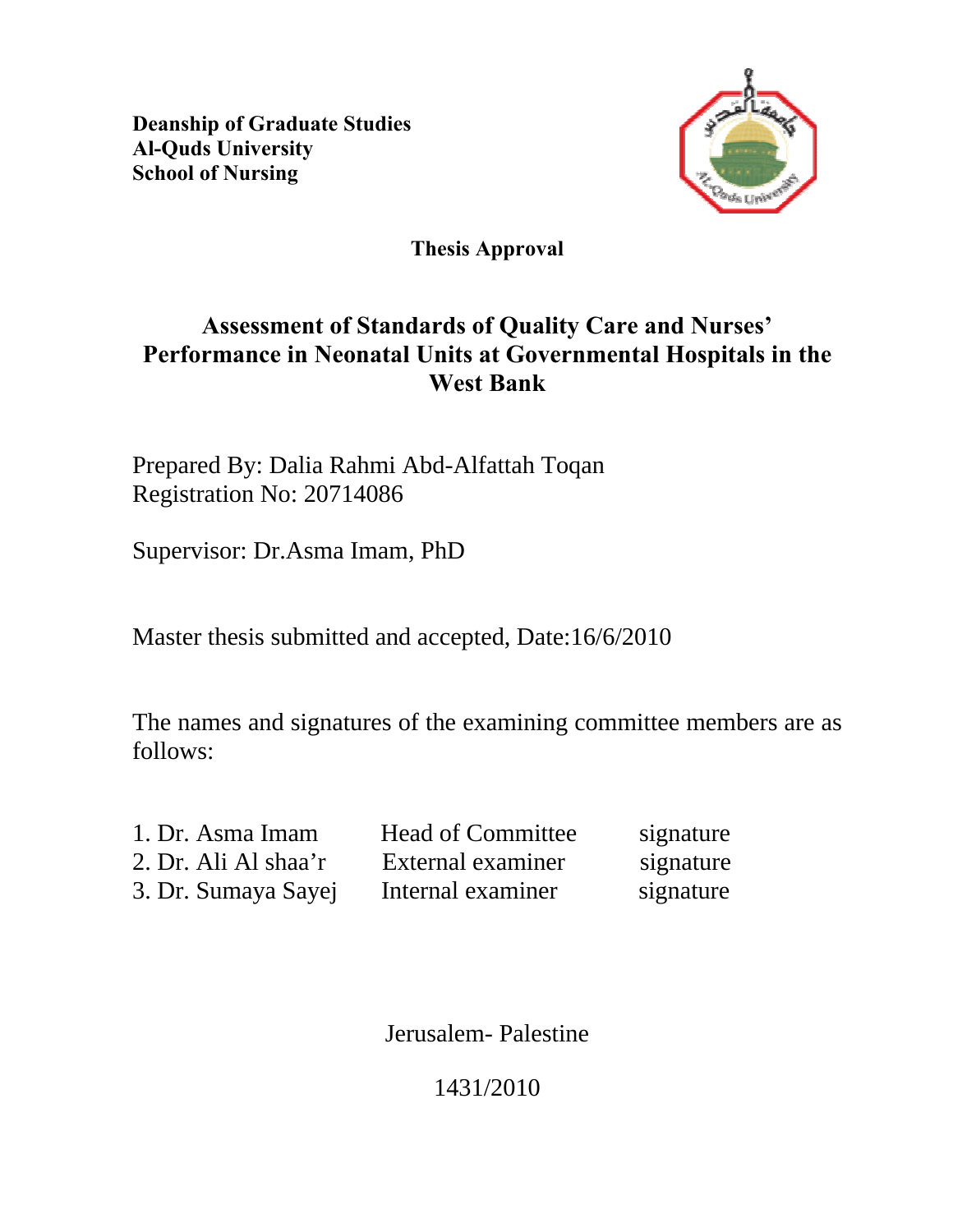**Deanship of Graduate Studies**
**Al-Quds University**
**School of Nursing**

**Thesis Approval**

## Assessment of Standards of Quality Care and Nurses' Performance in Neonatal Units at Governmental Hospitals in the West Bank

Prepared By: Dalia Rahmi Abd-Alfattah Toqan
Registration No: 20714086

Supervisor: Dr.Asma Imam, PhD

Master thesis submitted and accepted, Date:16/6/2010

The names and signatures of the examining committee members are as follows:

| | | |
|---|---|---|
| 1. Dr. Asma Imam | Head of Committee | signature |
| 2. Dr. Ali Al shaa'r | External examiner | signature |
| 3. Dr. Sumaya Sayej | Internal examiner | signature |

Jerusalem- Palestine

1431/2010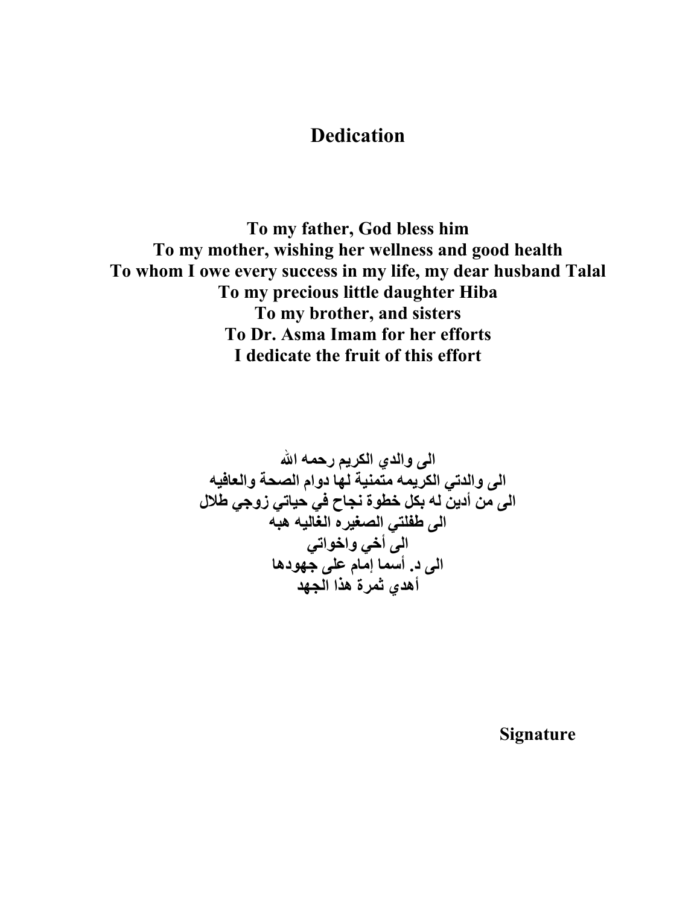# Dedication

**To my father, God bless him**
**To my mother, wishing her wellness and good health**
**To whom I owe every success in my life, my dear husband Talal**
**To my precious little daughter Hiba**
**To my brother, and sisters**
**To Dr. Asma Imam for her efforts**
**I dedicate the fruit of this effort**

**الى والدي الكريم رحمه الله**
**الى والدتي الكريمه متمنية لها دوام الصحة والعافيه**
**الى من أدين له بكل خطوة نجاح في حياتي زوجي طلال**
**الى طفلتي الصغيره الغاليه هبه**
**الى أخي واخواتي**
**الى د. أسما إمام على جهودها**
**أهدي ثمرة هذا الجهد**

**Signature**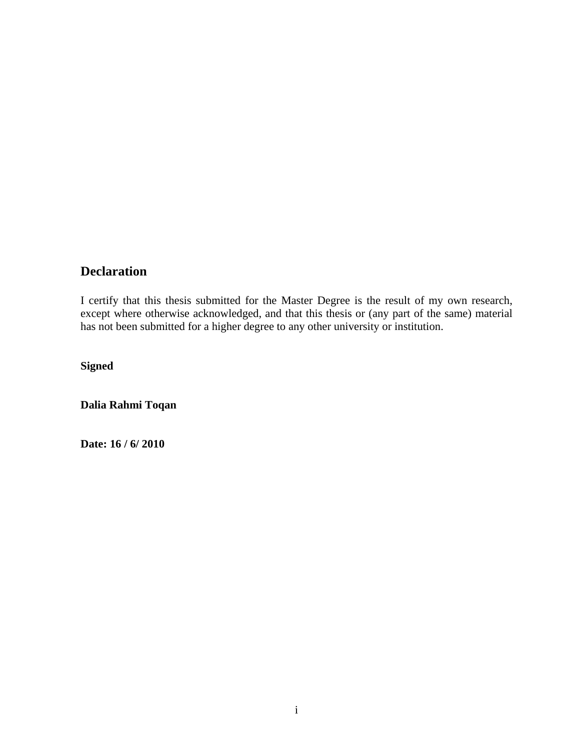## Declaration

I certify that this thesis submitted for the Master Degree is the result of my own research, except where otherwise acknowledged, and that this thesis or (any part of the same) material has not been submitted for a higher degree to any other university or institution.

**Signed**

**Dalia Rahmi Toqan**

**Date: 16 / 6/ 2010**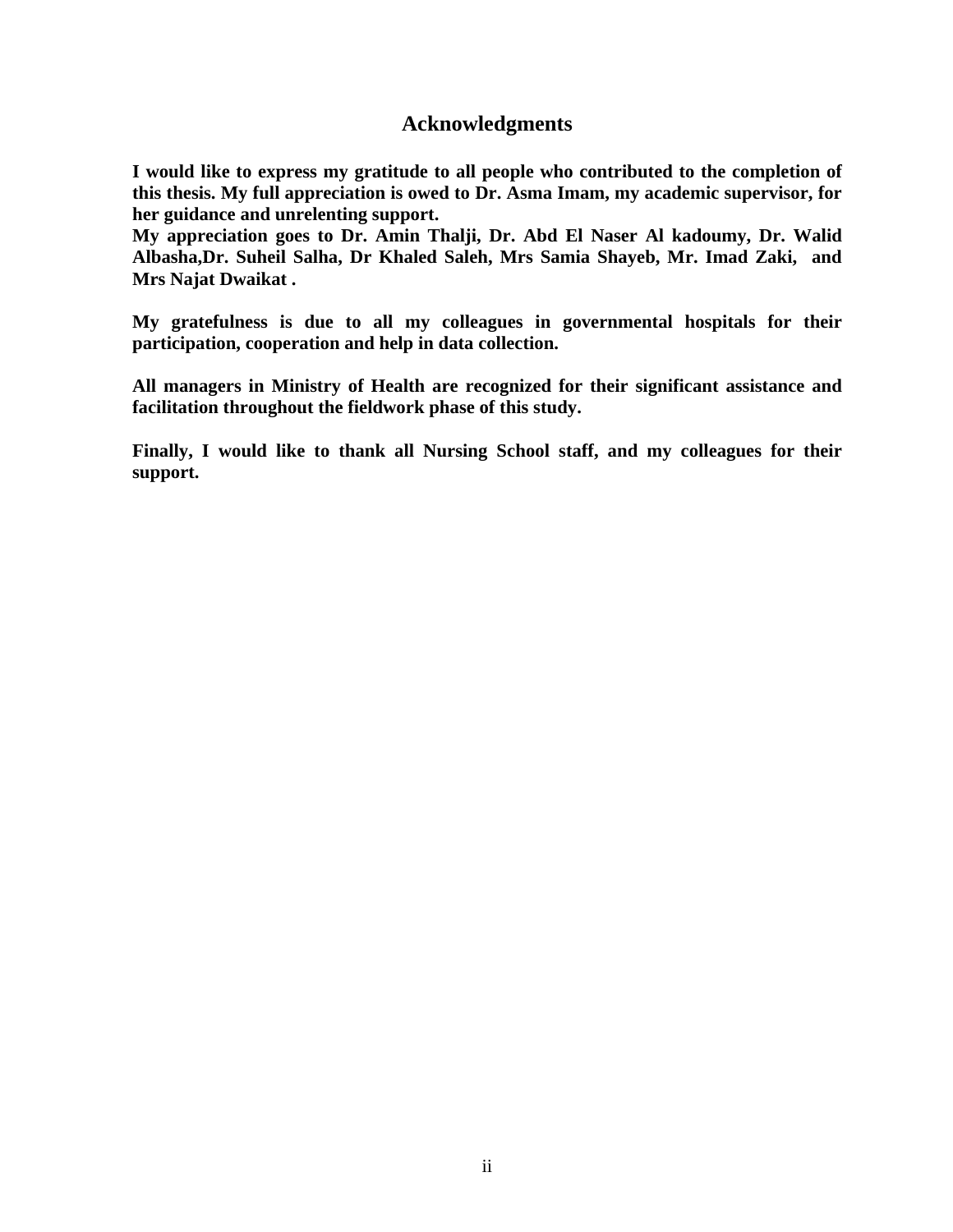## Acknowledgments

**I would like to express my gratitude to all people who contributed to the completion of this thesis. My full appreciation is owed to Dr. Asma Imam, my academic supervisor, for her guidance and unrelenting support.**
**My appreciation goes to Dr. Amin Thalji, Dr. Abd El Naser Al kadoumy, Dr. Walid Albasha,Dr. Suheil Salha, Dr Khaled Saleh, Mrs Samia Shayeb, Mr. Imad Zaki, and Mrs Najat Dwaikat .**

**My gratefulness is due to all my colleagues in governmental hospitals for their participation, cooperation and help in data collection.**

**All managers in Ministry of Health are recognized for their significant assistance and facilitation throughout the fieldwork phase of this study.**

**Finally, I would like to thank all Nursing School staff, and my colleagues for their support.**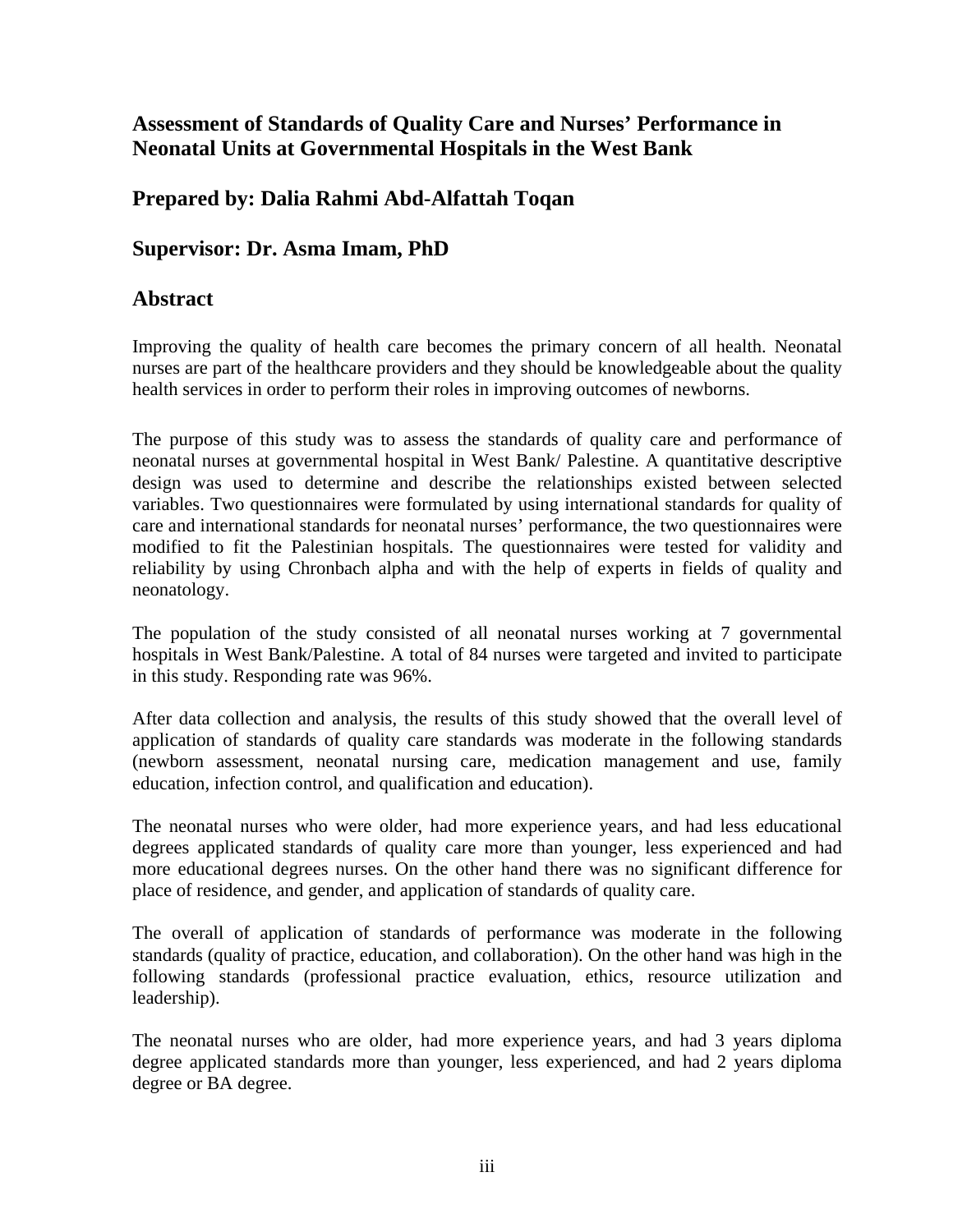## Assessment of Standards of Quality Care and Nurses' Performance in Neonatal Units at Governmental Hospitals in the West Bank

## Prepared by: Dalia Rahmi Abd-Alfattah Toqan

## Supervisor: Dr. Asma Imam, PhD

## Abstract

Improving the quality of health care becomes the primary concern of all health. Neonatal nurses are part of the healthcare providers and they should be knowledgeable about the quality health services in order to perform their roles in improving outcomes of newborns.

The purpose of this study was to assess the standards of quality care and performance of neonatal nurses at governmental hospital in West Bank/ Palestine. A quantitative descriptive design was used to determine and describe the relationships existed between selected variables. Two questionnaires were formulated by using international standards for quality of care and international standards for neonatal nurses' performance, the two questionnaires were modified to fit the Palestinian hospitals. The questionnaires were tested for validity and reliability by using Chronbach alpha and with the help of experts in fields of quality and neonatology.

The population of the study consisted of all neonatal nurses working at 7 governmental hospitals in West Bank/Palestine. A total of 84 nurses were targeted and invited to participate in this study. Responding rate was 96%.

After data collection and analysis, the results of this study showed that the overall level of application of standards of quality care standards was moderate in the following standards (newborn assessment, neonatal nursing care, medication management and use, family education, infection control, and qualification and education).

The neonatal nurses who were older, had more experience years, and had less educational degrees applicated standards of quality care more than younger, less experienced and had more educational degrees nurses. On the other hand there was no significant difference for place of residence, and gender, and application of standards of quality care.

The overall of application of standards of performance was moderate in the following standards (quality of practice, education, and collaboration). On the other hand was high in the following standards (professional practice evaluation, ethics, resource utilization and leadership).

The neonatal nurses who are older, had more experience years, and had 3 years diploma degree applicated standards more than younger, less experienced, and had 2 years diploma degree or BA degree.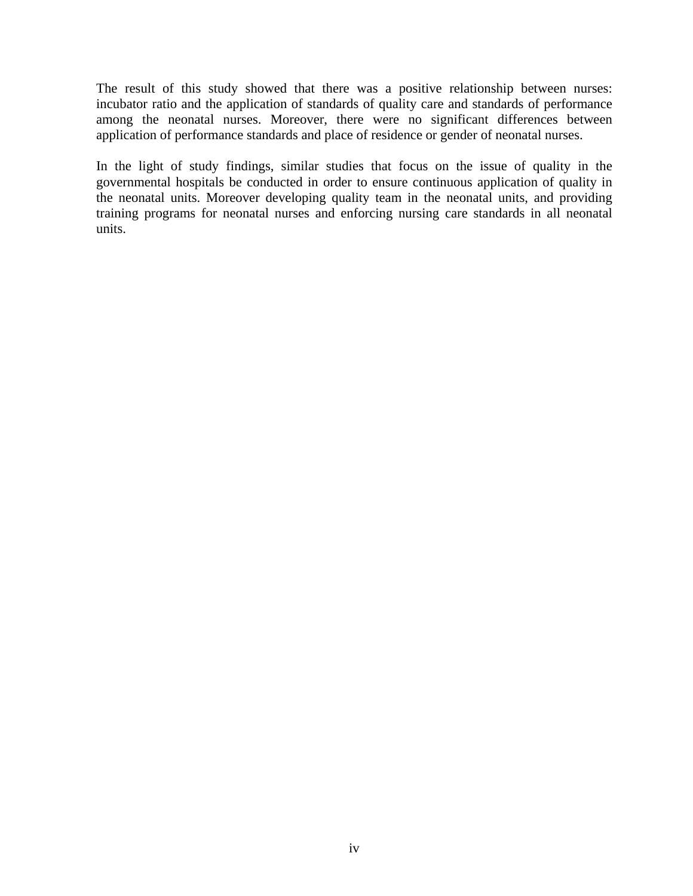The result of this study showed that there was a positive relationship between nurses: incubator ratio and the application of standards of quality care and standards of performance among the neonatal nurses. Moreover, there were no significant differences between application of performance standards and place of residence or gender of neonatal nurses.

In the light of study findings, similar studies that focus on the issue of quality in the governmental hospitals be conducted in order to ensure continuous application of quality in the neonatal units. Moreover developing quality team in the neonatal units, and providing training programs for neonatal nurses and enforcing nursing care standards in all neonatal units.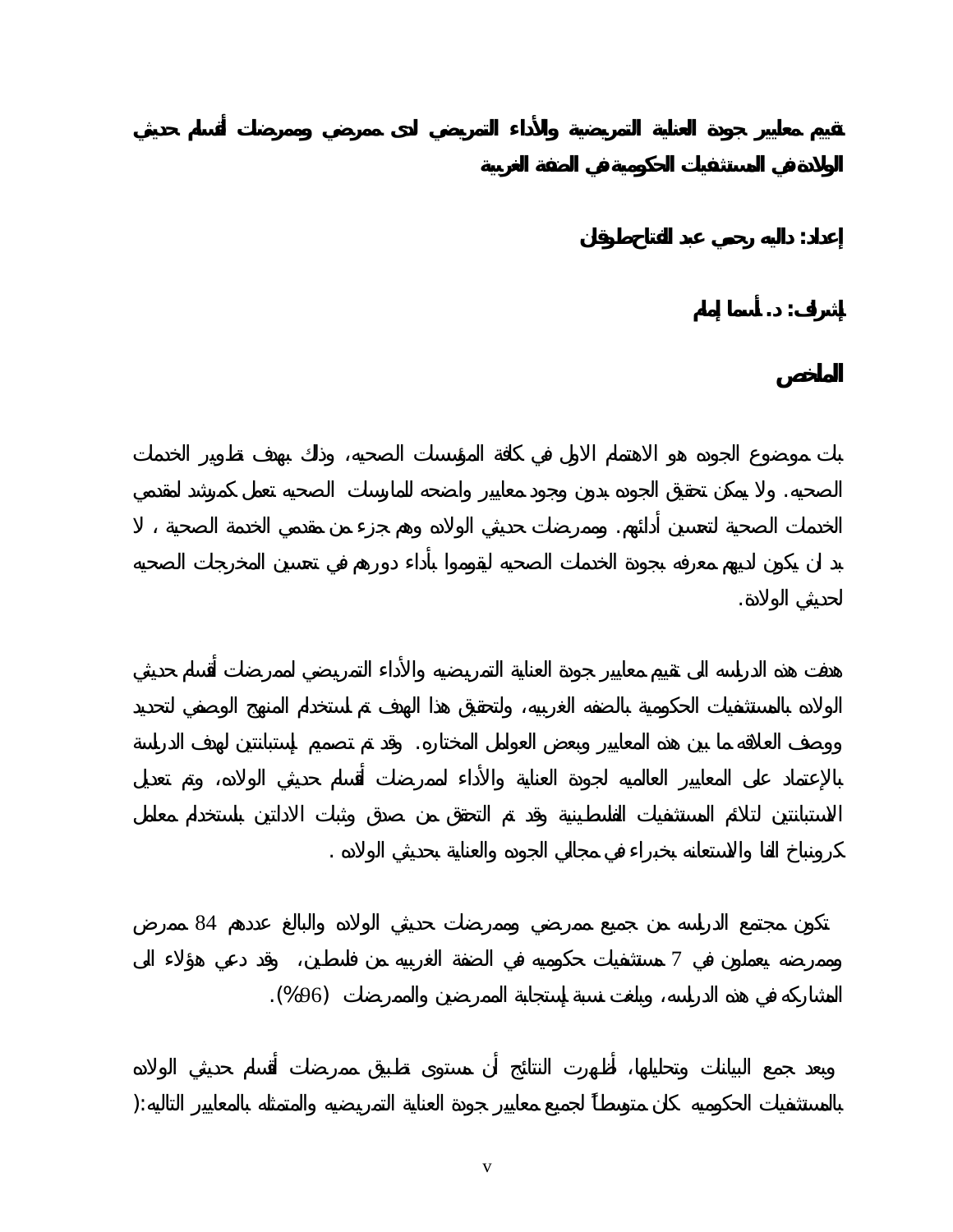**تقييم معايير جودة العناية التمريضية والأداء التمريضي لدى ممرضي وممرضات أقسام حديثي الولادة في المستشفيات الحكومية في الضفة الغربية**

**إعداد: داليه رحمي عبد الفتاح طوقان**

**إشراف: د. أسما إمام**

## الملخص

بات موضوع الجوده هو الاهتمام الاول في كافة المؤسسات الصحيه، وذلك بهدف تطوير الخدمات الصحيه. ولا يمكن تحقيق الجوده بدون وجود معايير واضحه للمارسات الصحيه تعمل كمرشد لمقدمي الخدمات الصحية لتحسين أدائهم. وممرضات حديثي الولاده وهم جزء من مقدمي الخدمة الصحية ، لا بد ان يكون لديهم معرفه بجودة الخدمات الصحيه ليقوموا بأداء دورهم في تحسين المخرجات الصحيه لحديثي الولادة.

هدفت هذه الدراسه الى تقييم معايير جودة العناية التمريضيه والأداء التمريضي لممرضات أقسام حديثي الولاده بالمستشفيات الحكومية بالضفه الغربيه، ولتحقيق هذا الهدف تم استخدام المنهج الوصفي لتحديد ووصف العلاقه ما بين هذه المعايير وبعض العوامل المختاره. وقد تم تصميم إستبانتين لهدف الدراسة بالإعتماد على المعايير العالميه لجودة العناية والأداء لممرضات أقسام حديثي الولاده، وتم تعديل الاستبانتين لتلائم المستشفيات الفلسطينية وقد تم التحقق من صدق وثبات الاداتين باستخدام معامل كرونباخ الفا والاستعانه بخبراء في مجالي الجوده والعناية بحديثي الولاده .

تكون مجتمع الدراسه من جميع ممرضي وممرضات حديثي الولاده والبالغ عددهم 84 ممرض وممرضه يعملون في 7 مستشفيات حكوميه في الضفة الغربيه من فلسطين، وقد دعي هؤلاء الى المشاركه في هذه الدراسه، وبلغت نسبة إستجابة الممرضين والممرضات (96%).

وبعد جمع البيانات وتحليلها، أظهرت النتائج أن مستوى تطبيق ممرضات أقسام حديثي الولاده بالمستشفيات الحكوميه كان متوسطاً لجميع معايير جودة العناية التمريضيه والمتمثله بالمعايير التاليه:(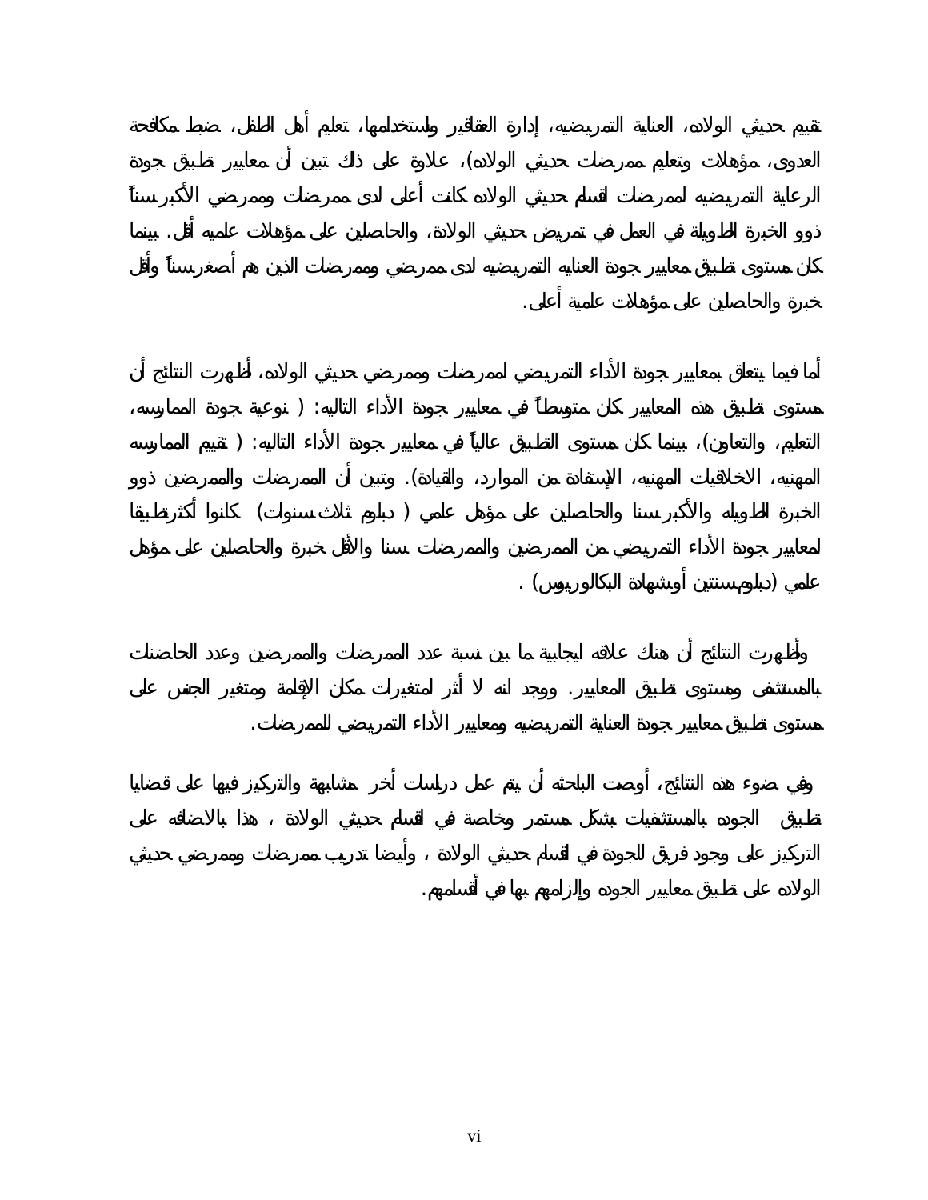تقييم حديثي الولاده، العناية التمريضيه، إدارة العقاقير واستخدامها، تعليم أهل الطفل، ضبط مكافحة العدوى، مؤهلات وتعليم ممرضات حديثي الولاده)، علاوة على ذلك تبين أن معايير تطبيق جودة الرعاية التمريضيه لممرضات اقسام حديثي الولاده كانت أعلى لدى ممرضات وممرضي الأكبر سناً ذوو الخبرة الطويلة في العمل في تمريض حديثي الولادة، والحاصلين على مؤهلات علميه أقل. بينما كان مستوى تطبيق معايير جودة العنايه التمريضيه لدى ممرضي وممرضات الذين هم أصغر سناً وأقل خبرة والحاصلين على مؤهلات علمية أعلى.

أما فيما يتعلق بمعايير جودة الأداء التمريضي لممرضات وممرضي حديثي الولاده، أظهرت النتائج أن مستوى تطبيق هذه المعايير كان متوسطاً في معايير جودة الأداء التاليه: ( نوعية جودة الممارسه، التعليم، والتعاون)، بينما كان مستوى التطبيق عالياً في معايير جودة الأداء التاليه: ( تقييم الممارسه المهنيه، الاخلاقيات المهنيه، الإستفادة من الموارد، والقيادة). وتبين أن الممرضات والممرضين ذوو الخبرة الطويله والأكبر سنا والحاصلين على مؤهل علمي ( دبلوم ثلاث سنوات) كانوا أكثر تطبيقا لمعايير جودة الأداء التمريضي من الممرضين والممرضات سنا والأقل خبرة والحاصلين على مؤهل علمي (دبلوم سنتين أو شهادة البكالوريوس) .

وأظهرت النتائج أن هناك علاقه ايجابية ما بين نسبة عدد الممرضات والممرضين وعدد الحاضنات بالمستشفى ومستوى تطبيق المعايير. ووجد انه لا أثر لمتغيرات مكان الإقامة ومتغير الجنس على مستوى تطبيق معايير جودة العناية التمريضيه ومعايير الأداء التمريضي للممرضات.

وفي ضوء هذه النتائج، أوصت الباحثه أن يتم عمل دراسات أخر مشابهة والتركيز فيها على قضايا تطبيق الجوده بالمستشفيات بشكل مستمر وخاصة في اقسام حديثي الولادة ، هذا بالاضافه على التركيز على وجود فريق للجودة في اقسام حديثي الولادة ، وأيضا تدريب ممرضات وممرضي حديثي الولاده على تطبيق معايير الجوده وإلزامهم بها في أقسامهم.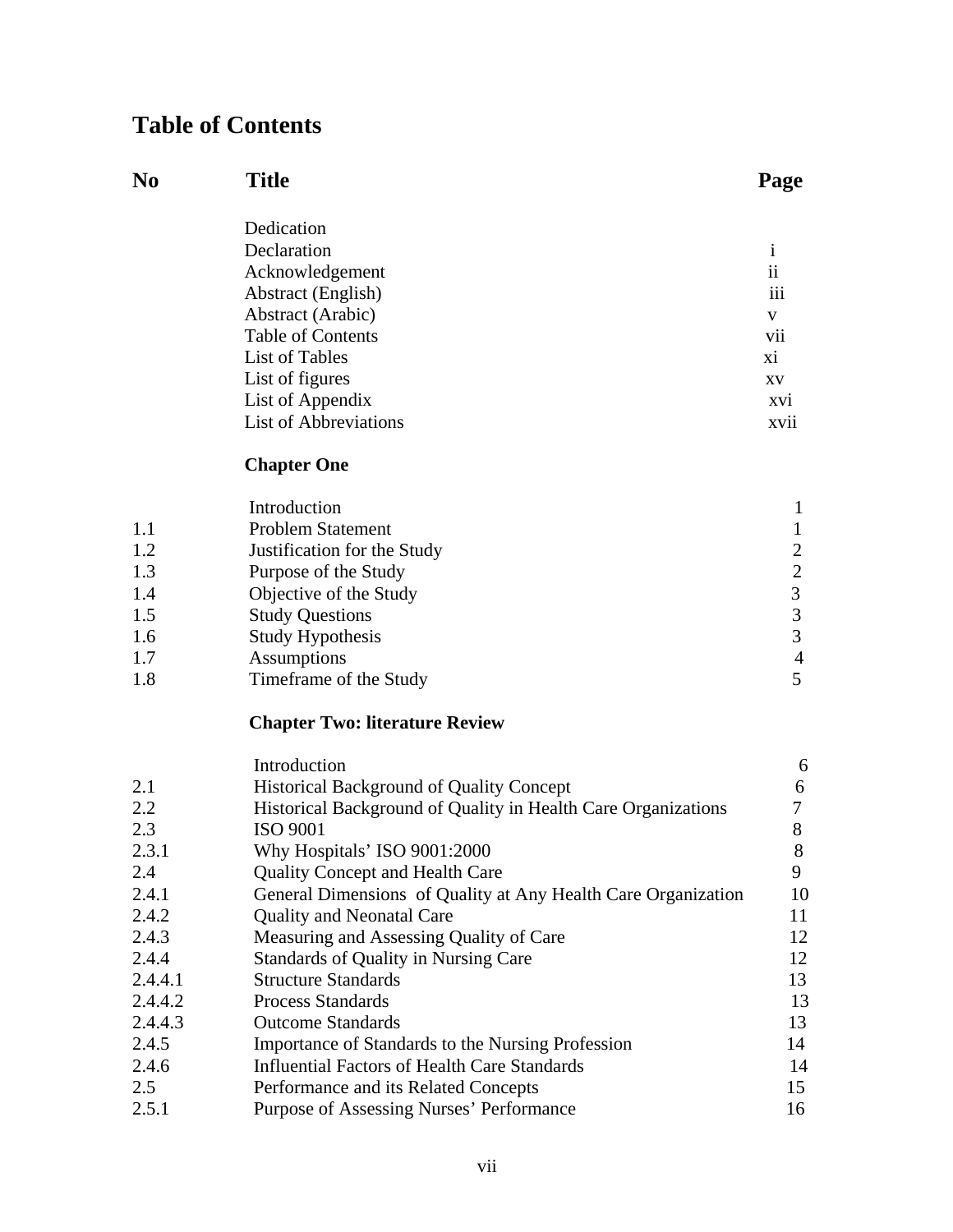# Table of Contents

| No | Title | Page |
|---|---|---|
| | Dedication | |
| | Declaration | i |
| | Acknowledgement | ii |
| | Abstract (English) | iii |
| | Abstract (Arabic) | v |
| | Table of Contents | vii |
| | List of Tables | xi |
| | List of figures | xv |
| | List of Appendix | xvi |
| | List of Abbreviations | xvii |
| | **Chapter One** | |
| | Introduction | 1 |
| 1.1 | Problem Statement | 1 |
| 1.2 | Justification for the Study | 2 |
| 1.3 | Purpose of the Study | 2 |
| 1.4 | Objective of the Study | 3 |
| 1.5 | Study Questions | 3 |
| 1.6 | Study Hypothesis | 3 |
| 1.7 | Assumptions | 4 |
| 1.8 | Timeframe of the Study | 5 |
| | **Chapter Two: literature Review** | |
| | Introduction | 6 |
| 2.1 | Historical Background of Quality Concept | 6 |
| 2.2 | Historical Background of Quality in Health Care Organizations | 7 |
| 2.3 | ISO 9001 | 8 |
| 2.3.1 | Why Hospitals' ISO 9001:2000 | 8 |
| 2.4 | Quality Concept and Health Care | 9 |
| 2.4.1 | General Dimensions of Quality at Any Health Care Organization | 10 |
| 2.4.2 | Quality and Neonatal Care | 11 |
| 2.4.3 | Measuring and Assessing Quality of Care | 12 |
| 2.4.4 | Standards of Quality in Nursing Care | 12 |
| 2.4.4.1 | Structure Standards | 13 |
| 2.4.4.2 | Process Standards | 13 |
| 2.4.4.3 | Outcome Standards | 13 |
| 2.4.5 | Importance of Standards to the Nursing Profession | 14 |
| 2.4.6 | Influential Factors of Health Care Standards | 14 |
| 2.5 | Performance and its Related Concepts | 15 |
| 2.5.1 | Purpose of Assessing Nurses' Performance | 16 |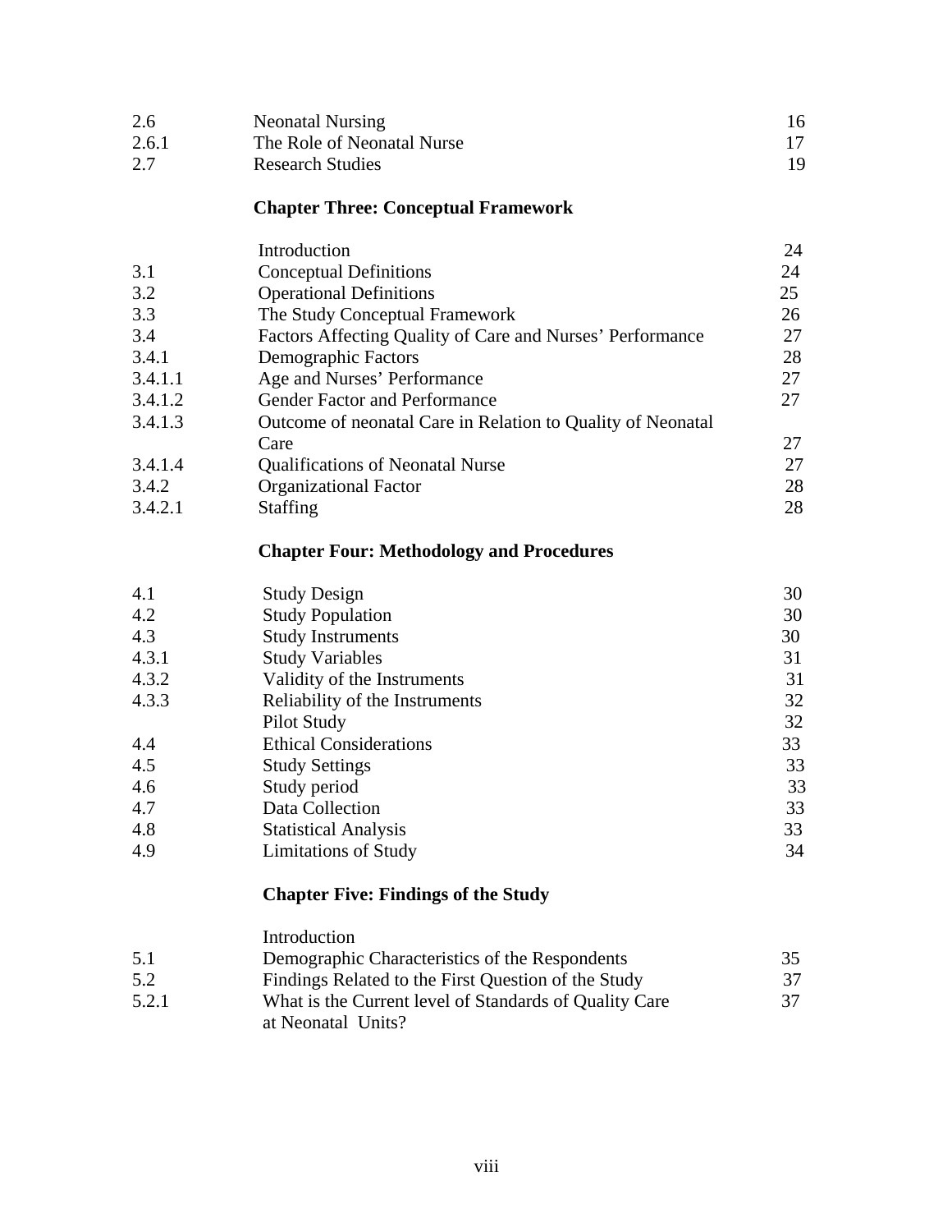| | | |
|---|---|---|
| 2.6 | Neonatal Nursing | 16 |
| 2.6.1 | The Role of Neonatal Nurse | 17 |
| 2.7 | Research Studies | 19 |

**Chapter Three: Conceptual Framework**

| | | |
|---|---|---|
| | Introduction | 24 |
| 3.1 | Conceptual Definitions | 24 |
| 3.2 | Operational Definitions | 25 |
| 3.3 | The Study Conceptual Framework | 26 |
| 3.4 | Factors Affecting Quality of Care and Nurses' Performance | 27 |
| 3.4.1 | Demographic Factors | 28 |
| 3.4.1.1 | Age and Nurses' Performance | 27 |
| 3.4.1.2 | Gender Factor and Performance | 27 |
| 3.4.1.3 | Outcome of neonatal Care in Relation to Quality of Neonatal Care | 27 |
| 3.4.1.4 | Qualifications of Neonatal Nurse | 27 |
| 3.4.2 | Organizational Factor | 28 |
| 3.4.2.1 | Staffing | 28 |

**Chapter Four: Methodology and Procedures**

| | | |
|---|---|---|
| 4.1 | Study Design | 30 |
| 4.2 | Study Population | 30 |
| 4.3 | Study Instruments | 30 |
| 4.3.1 | Study Variables | 31 |
| 4.3.2 | Validity of the Instruments | 31 |
| 4.3.3 | Reliability of the Instruments | 32 |
| | Pilot Study | 32 |
| 4.4 | Ethical Considerations | 33 |
| 4.5 | Study Settings | 33 |
| 4.6 | Study period | 33 |
| 4.7 | Data Collection | 33 |
| 4.8 | Statistical Analysis | 33 |
| 4.9 | Limitations of Study | 34 |

**Chapter Five: Findings of the Study**

| | | |
|---|---|---|
| | Introduction | |
| 5.1 | Demographic Characteristics of the Respondents | 35 |
| 5.2 | Findings Related to the First Question of the Study | 37 |
| 5.2.1 | What is the Current level of Standards of Quality Care at Neonatal Units? | 37 |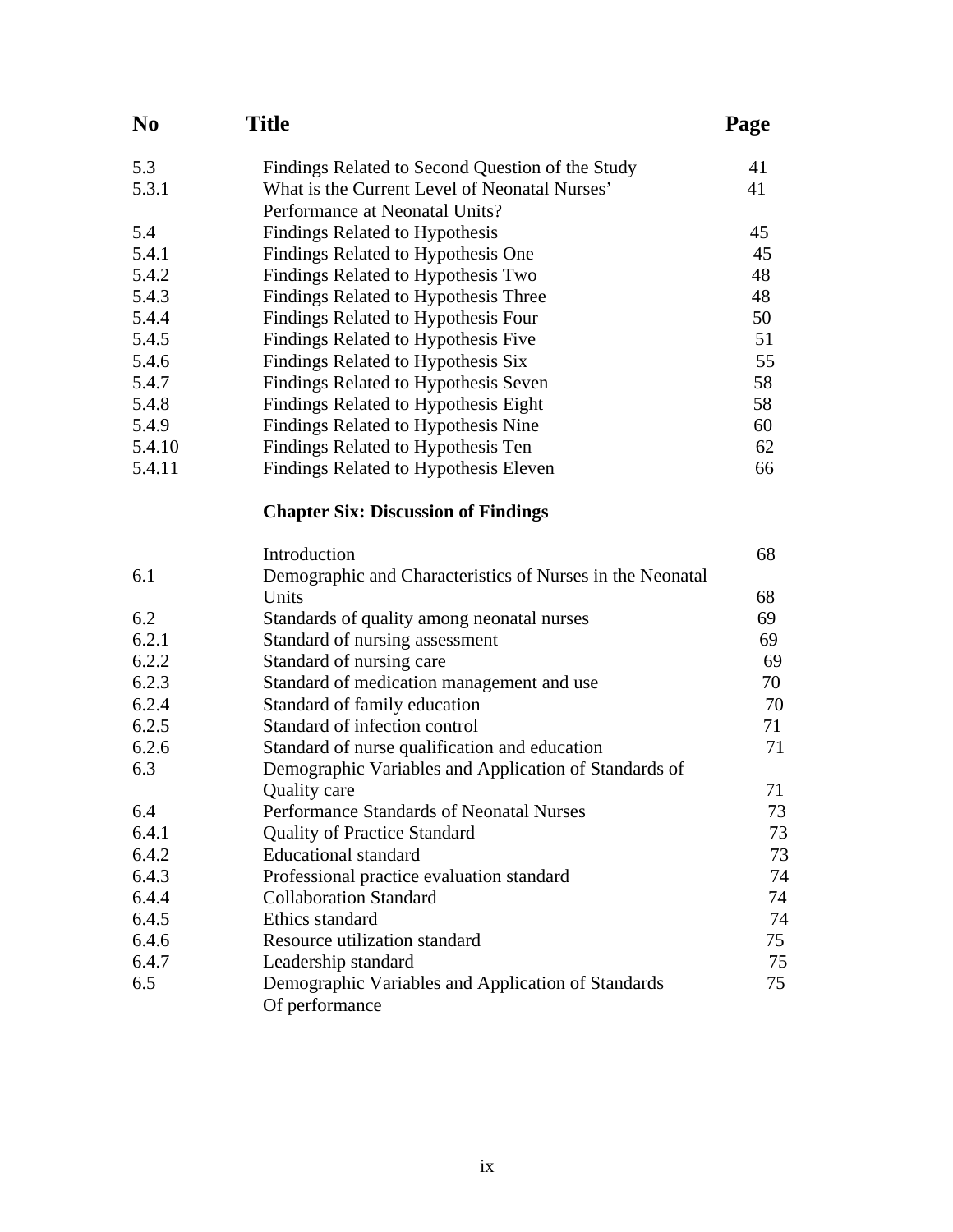| No | Title | Page |
|---|---|---|
| 5.3 | Findings Related to Second Question of the Study | 41 |
| 5.3.1 | What is the Current Level of Neonatal Nurses' Performance at Neonatal Units? | 41 |
| 5.4 | Findings Related to Hypothesis | 45 |
| 5.4.1 | Findings Related to Hypothesis One | 45 |
| 5.4.2 | Findings Related to Hypothesis Two | 48 |
| 5.4.3 | Findings Related to Hypothesis Three | 48 |
| 5.4.4 | Findings Related to Hypothesis Four | 50 |
| 5.4.5 | Findings Related to Hypothesis Five | 51 |
| 5.4.6 | Findings Related to Hypothesis Six | 55 |
| 5.4.7 | Findings Related to Hypothesis Seven | 58 |
| 5.4.8 | Findings Related to Hypothesis Eight | 58 |
| 5.4.9 | Findings Related to Hypothesis Nine | 60 |
| 5.4.10 | Findings Related to Hypothesis Ten | 62 |
| 5.4.11 | Findings Related to Hypothesis Eleven | 66 |
| | **Chapter Six: Discussion of Findings** | |
| | Introduction | 68 |
| 6.1 | Demographic and Characteristics of Nurses in the Neonatal Units | 68 |
| 6.2 | Standards of quality among neonatal nurses | 69 |
| 6.2.1 | Standard of nursing assessment | 69 |
| 6.2.2 | Standard of nursing care | 69 |
| 6.2.3 | Standard of medication management and use | 70 |
| 6.2.4 | Standard of family education | 70 |
| 6.2.5 | Standard of infection control | 71 |
| 6.2.6 | Standard of nurse qualification and education | 71 |
| 6.3 | Demographic Variables and Application of Standards of Quality care | 71 |
| 6.4 | Performance Standards of Neonatal Nurses | 73 |
| 6.4.1 | Quality of Practice Standard | 73 |
| 6.4.2 | Educational standard | 73 |
| 6.4.3 | Professional practice evaluation standard | 74 |
| 6.4.4 | Collaboration Standard | 74 |
| 6.4.5 | Ethics standard | 74 |
| 6.4.6 | Resource utilization standard | 75 |
| 6.4.7 | Leadership standard | 75 |
| 6.5 | Demographic Variables and Application of Standards Of performance | 75 |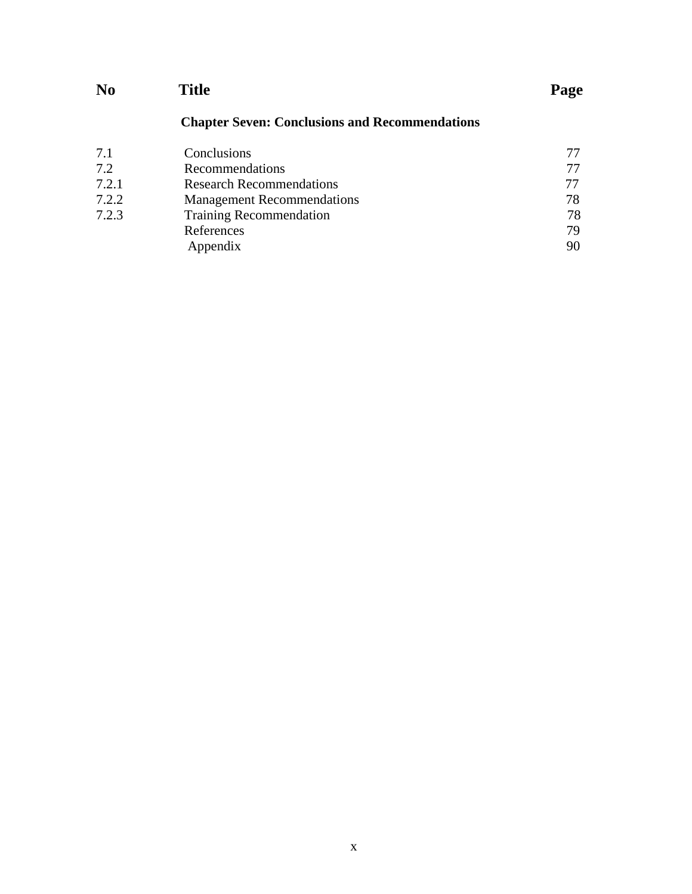| No | Title | Page |
|---|---|---|
| | **Chapter Seven: Conclusions and Recommendations** | |
| 7.1 | Conclusions | 77 |
| 7.2 | Recommendations | 77 |
| 7.2.1 | Research Recommendations | 77 |
| 7.2.2 | Management Recommendations | 78 |
| 7.2.3 | Training Recommendation | 78 |
| | References | 79 |
| | Appendix | 90 |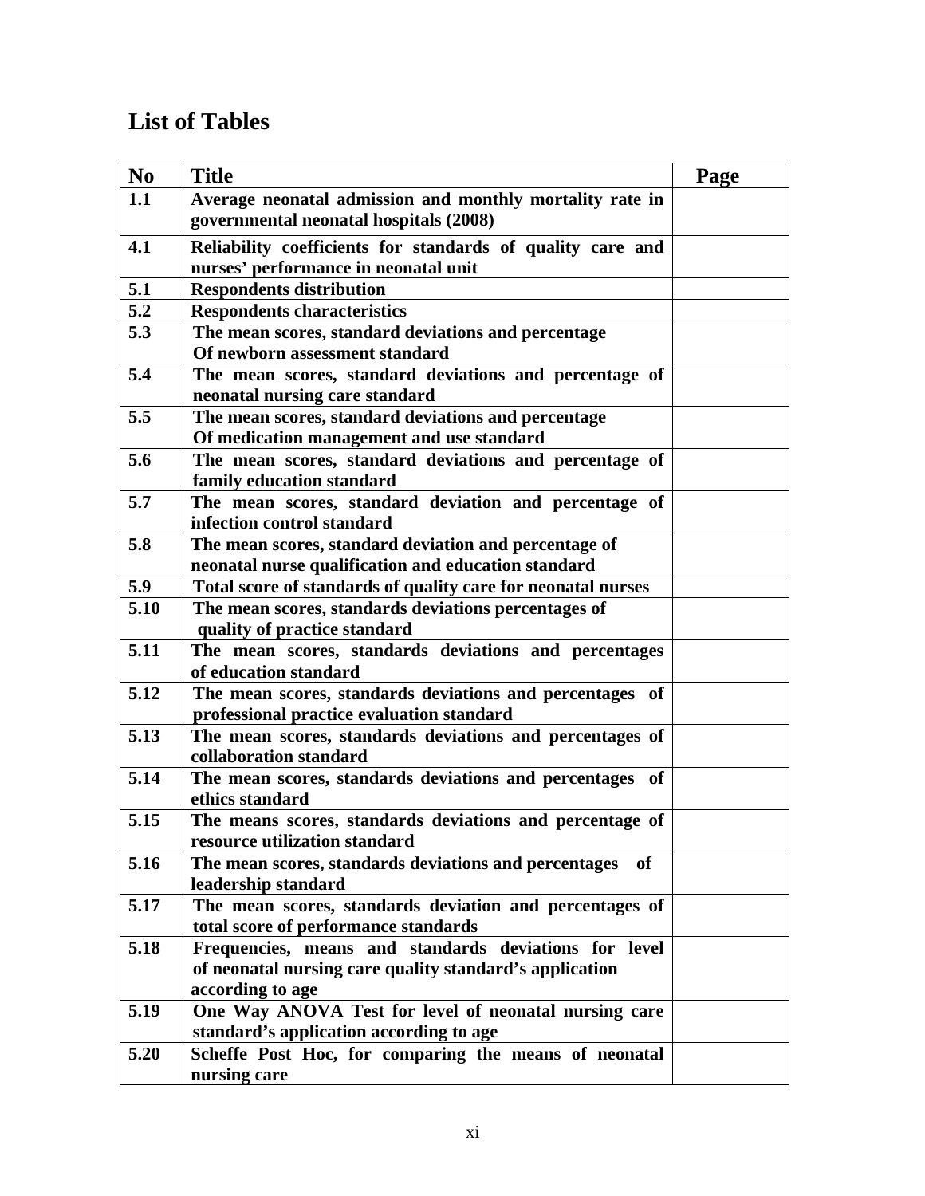## List of Tables

| No | Title | Page |
| --- | --- | --- |
| 1.1 | Average neonatal admission and monthly mortality rate in governmental neonatal hospitals (2008) | |
| 4.1 | Reliability coefficients for standards of quality care and nurses' performance in neonatal unit | |
| 5.1 | Respondents distribution | |
| 5.2 | Respondents characteristics | |
| 5.3 | The mean scores, standard deviations and percentage Of newborn assessment standard | |
| 5.4 | The mean scores, standard deviations and percentage of neonatal nursing care standard | |
| 5.5 | The mean scores, standard deviations and percentage Of medication management and use standard | |
| 5.6 | The mean scores, standard deviations and percentage of family education standard | |
| 5.7 | The mean scores, standard deviation and percentage of infection control standard | |
| 5.8 | The mean scores, standard deviation and percentage of neonatal nurse qualification and education standard | |
| 5.9 | Total score of standards of quality care for neonatal nurses | |
| 5.10 | The mean scores, standards deviations percentages of quality of practice standard | |
| 5.11 | The mean scores, standards deviations and percentages of education standard | |
| 5.12 | The mean scores, standards deviations and percentages of professional practice evaluation standard | |
| 5.13 | The mean scores, standards deviations and percentages of collaboration standard | |
| 5.14 | The mean scores, standards deviations and percentages of ethics standard | |
| 5.15 | The means scores, standards deviations and percentage of resource utilization standard | |
| 5.16 | The mean scores, standards deviations and percentages of leadership standard | |
| 5.17 | The mean scores, standards deviation and percentages of total score of performance standards | |
| 5.18 | Frequencies, means and standards deviations for level of neonatal nursing care quality standard's application according to age | |
| 5.19 | One Way ANOVA Test for level of neonatal nursing care standard's application according to age | |
| 5.20 | Scheffe Post Hoc, for comparing the means of neonatal nursing care | |